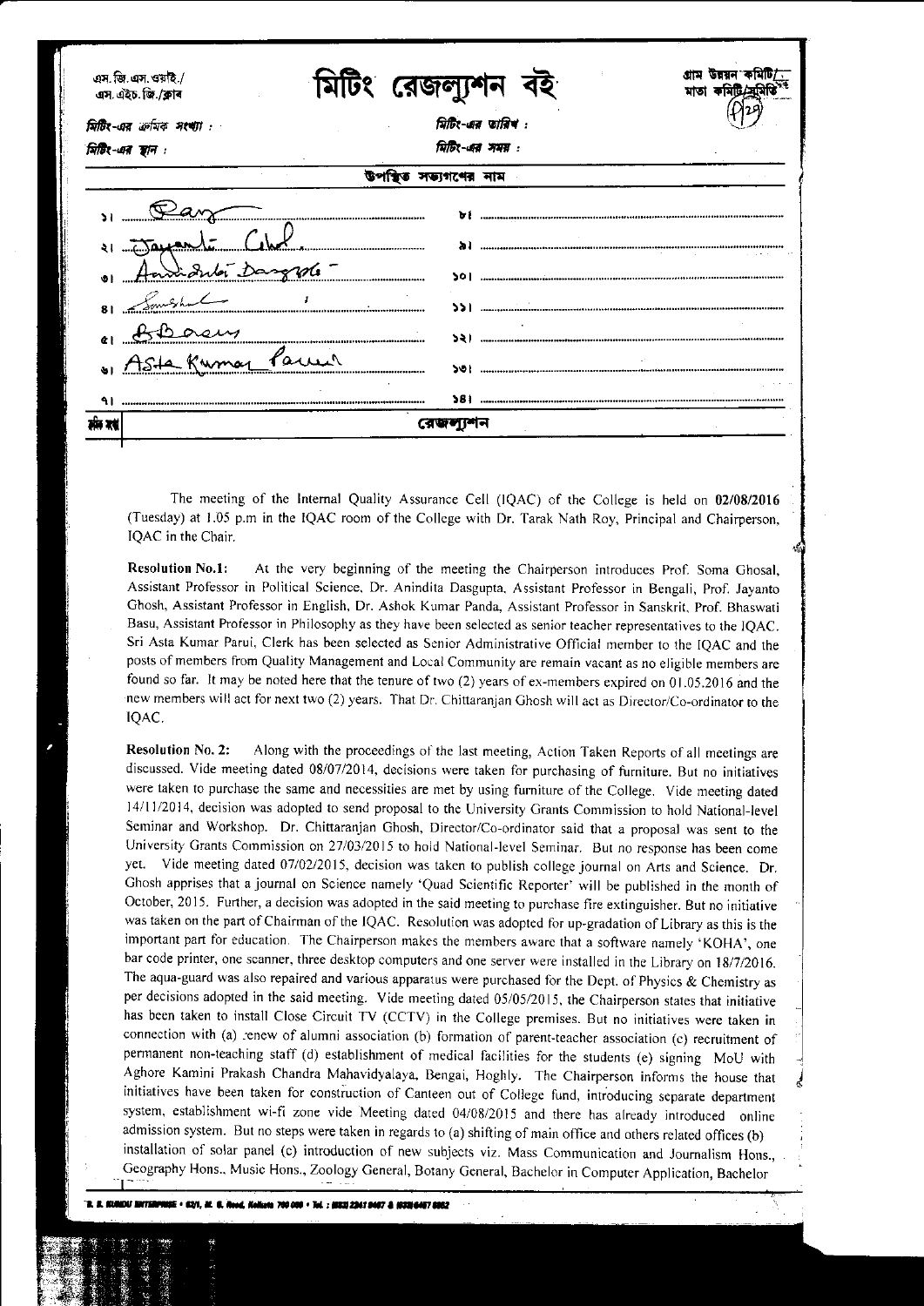এস.জি.এস.ওয়াই./
এস.এইচ.জি./ক্লাব

# মিটিং রেজল্যুশন বই

গ্রাম উন্নয়ন কমিটি/
মাতা কমিটি/সমিতি

(P/25)

মিটিং-এর ক্রমিক সংখ্যা :

মিটিং-এর তারিখ :

মিটিং-এর স্থান :

মিটিং-এর সময় :

উপস্থিত সভ্যগণের নাম

| | |
|---|---|
| ১। Roy | ৮। |
| ২। Jayanta Ghosh | ৯। |
| ৩। Anindita Dasgupta | ১০। |
| ৪। Soma Ghosal | ১১। |
| ৫। B Basu | ১২। |
| ৬। Asta Kumar Parui | ১৩। |
| ৭। | ১৪। |

ক্রমিক নং | রেজল্যুশন

The meeting of the Internal Quality Assurance Cell (IQAC) of the College is held on **02/08/2016** (Tuesday) at 1.05 p.m in the IQAC room of the College with Dr. Tarak Nath Roy, Principal and Chairperson, IQAC in the Chair.

**Resolution No.1:** At the very beginning of the meeting the Chairperson introduces Prof. Soma Ghosal, Assistant Professor in Political Science, Dr. Anindita Dasgupta, Assistant Professor in Bengali, Prof. Jayanto Ghosh, Assistant Professor in English, Dr. Ashok Kumar Panda, Assistant Professor in Sanskrit, Prof. Bhaswati Basu, Assistant Professor in Philosophy as they have been selected as senior teacher representatives to the IQAC. Sri Asta Kumar Parui, Clerk has been selected as Senior Administrative Official member to the IQAC and the posts of members from Quality Management and Local Community are remain vacant as no eligible members are found so far. It may be noted here that the tenure of two (2) years of ex-members expired on 01.05.2016 and the new members will act for next two (2) years. That Dr. Chittaranjan Ghosh will act as Director/Co-ordinator to the IQAC.

**Resolution No. 2:** Along with the proceedings of the last meeting, Action Taken Reports of all meetings are discussed. Vide meeting dated 08/07/2014, decisions were taken for purchasing of furniture. But no initiatives were taken to purchase the same and necessities are met by using furniture of the College. Vide meeting dated 14/11/2014, decision was adopted to send proposal to the University Grants Commission to hold National-level Seminar and Workshop. Dr. Chittaranjan Ghosh, Director/Co-ordinator said that a proposal was sent to the University Grants Commission on 27/03/2015 to hold National-level Seminar. But no response has been come yet. Vide meeting dated 07/02/2015, decision was taken to publish college journal on Arts and Science. Dr. Ghosh apprises that a journal on Science namely 'Quad Scientific Reporter' will be published in the month of October, 2015. Further, a decision was adopted in the said meeting to purchase fire extinguisher. But no initiative was taken on the part of Chairman of the IQAC. Resolution was adopted for up-gradation of Library as this is the important part for education. The Chairperson makes the members aware that a software namely 'KOHA', one bar code printer, one scanner, three desktop computers and one server were installed in the Library on 18/7/2016. The aqua-guard was also repaired and various apparatus were purchased for the Dept. of Physics & Chemistry as per decisions adopted in the said meeting. Vide meeting dated 05/05/2015, the Chairperson states that initiative has been taken to install Close Circuit TV (CCTV) in the College premises. But no initiatives were taken in connection with (a) renew of alumni association (b) formation of parent-teacher association (c) recruitment of permanent non-teaching staff (d) establishment of medical facilities for the students (e) signing MoU with Aghore Kamini Prakash Chandra Mahavidyalaya, Bengai, Hoghly. The Chairperson informs the house that initiatives have been taken for construction of Canteen out of College fund, introducing separate department system, establishment wi-fi zone vide Meeting dated 04/08/2015 and there has already introduced online admission system. But no steps were taken in regards to (a) shifting of main office and others related offices (b) installation of solar panel (c) introduction of new subjects viz. Mass Communication and Journalism Hons., Geography Hons., Music Hons., Zoology General, Botany General, Bachelor in Computer Application, Bachelor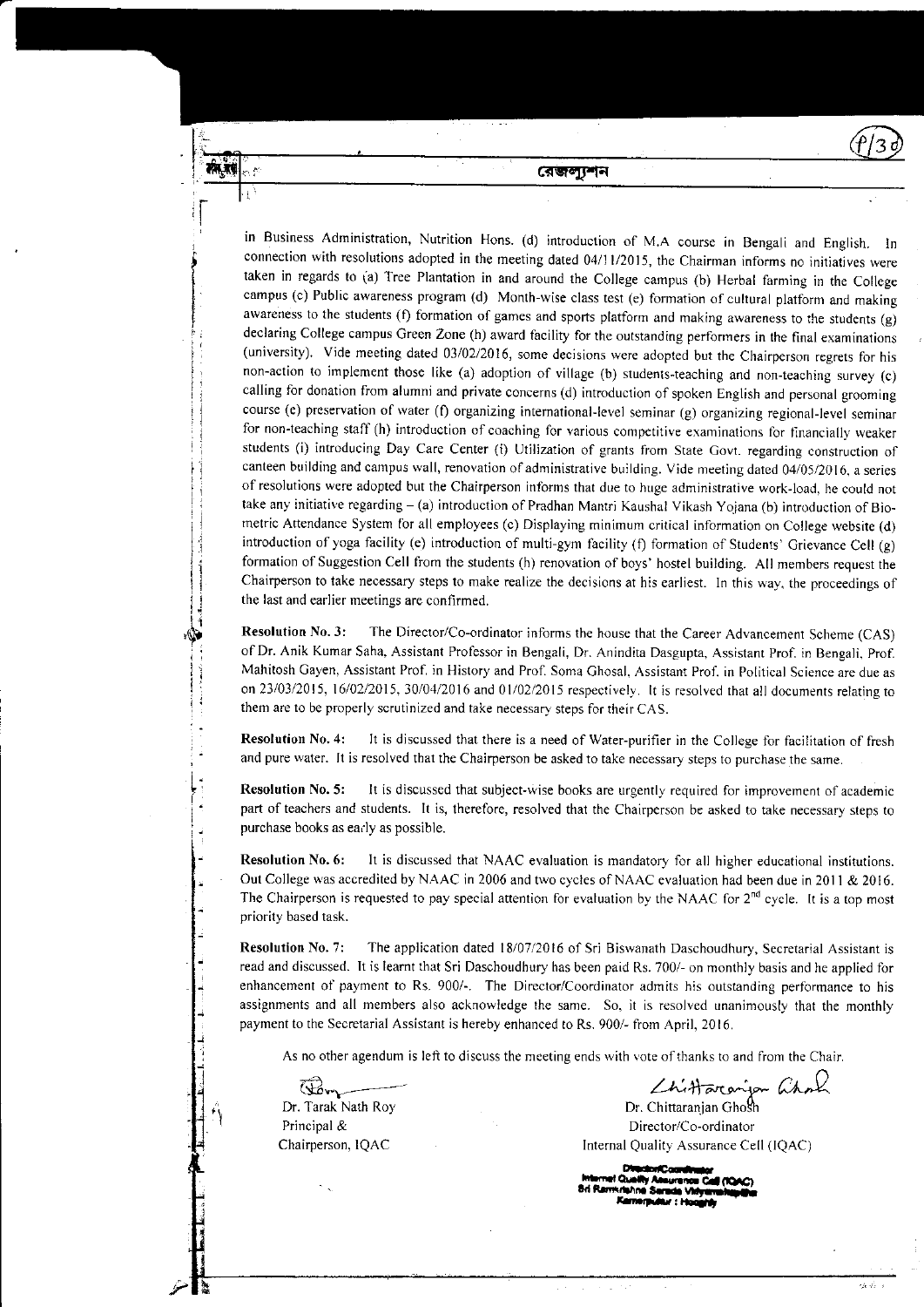in Business Administration, Nutrition Hons. (d) introduction of M.A course in Bengali and English. In connection with resolutions adopted in the meeting dated 04/11/2015, the Chairman informs no initiatives were taken in regards to (a) Tree Plantation in and around the College campus (b) Herbal farming in the College campus (c) Public awareness program (d) Month-wise class test (e) formation of cultural platform and making awareness to the students (f) formation of games and sports platform and making awareness to the students (g) declaring College campus Green Zone (h) award facility for the outstanding performers in the final examinations (university). Vide meeting dated 03/02/2016, some decisions were adopted but the Chairperson regrets for his non-action to implement those like (a) adoption of village (b) students-teaching and non-teaching survey (c) calling for donation from alumni and private concerns (d) introduction of spoken English and personal grooming course (e) preservation of water (f) organizing international-level seminar (g) organizing regional-level seminar for non-teaching staff (h) introduction of coaching for various competitive examinations for financially weaker students (i) introducing Day Care Center (i) Utilization of grants from State Govt. regarding construction of canteen building and campus wall, renovation of administrative building. Vide meeting dated 04/05/2016, a series of resolutions were adopted but the Chairperson informs that due to huge administrative work-load, he could not take any initiative regarding – (a) introduction of Pradhan Mantri Kaushal Vikash Yojana (b) introduction of Bio-metric Attendance System for all employees (c) Displaying minimum critical information on College website (d) introduction of yoga facility (e) introduction of multi-gym facility (f) formation of Students' Grievance Cell (g) formation of Suggestion Cell from the students (h) renovation of boys' hostel building. All members request the Chairperson to take necessary steps to make realize the decisions at his earliest. In this way, the proceedings of the last and earlier meetings are confirmed.

**Resolution No. 3:** The Director/Co-ordinator informs the house that the Career Advancement Scheme (CAS) of Dr. Anik Kumar Saha, Assistant Professor in Bengali, Dr. Anindita Dasgupta, Assistant Prof. in Bengali, Prof. Mahitosh Gayen, Assistant Prof. in History and Prof. Soma Ghosal, Assistant Prof. in Political Science are due as on 23/03/2015, 16/02/2015, 30/04/2016 and 01/02/2015 respectively. It is resolved that all documents relating to them are to be properly scrutinized and take necessary steps for their CAS.

**Resolution No. 4:** It is discussed that there is a need of Water-purifier in the College for facilitation of fresh and pure water. It is resolved that the Chairperson be asked to take necessary steps to purchase the same.

**Resolution No. 5:** It is discussed that subject-wise books are urgently required for improvement of academic part of teachers and students. It is, therefore, resolved that the Chairperson be asked to take necessary steps to purchase books as early as possible.

**Resolution No. 6:** It is discussed that NAAC evaluation is mandatory for all higher educational institutions. Out College was accredited by NAAC in 2006 and two cycles of NAAC evaluation had been due in 2011 & 2016. The Chairperson is requested to pay special attention for evaluation by the NAAC for 2nd cycle. It is a top most priority based task.

**Resolution No. 7:** The application dated 18/07/2016 of Sri Biswanath Daschoudhury, Secretarial Assistant is read and discussed. It is learnt that Sri Daschoudhury has been paid Rs. 700/- on monthly basis and he applied for enhancement of payment to Rs. 900/-. The Director/Coordinator admits his outstanding performance to his assignments and all members also acknowledge the same. So, it is resolved unanimously that the monthly payment to the Secretarial Assistant is hereby enhanced to Rs. 900/- from April, 2016.

As no other agendum is left to discuss the meeting ends with vote of thanks to and from the Chair.

| | |
|---|---|
| Dr. Tarak Nath Roy | Dr. Chittaranjan Ghosh |
| Principal & | Director/Co-ordinator |
| Chairperson, IQAC | Internal Quality Assurance Cell (IQAC) |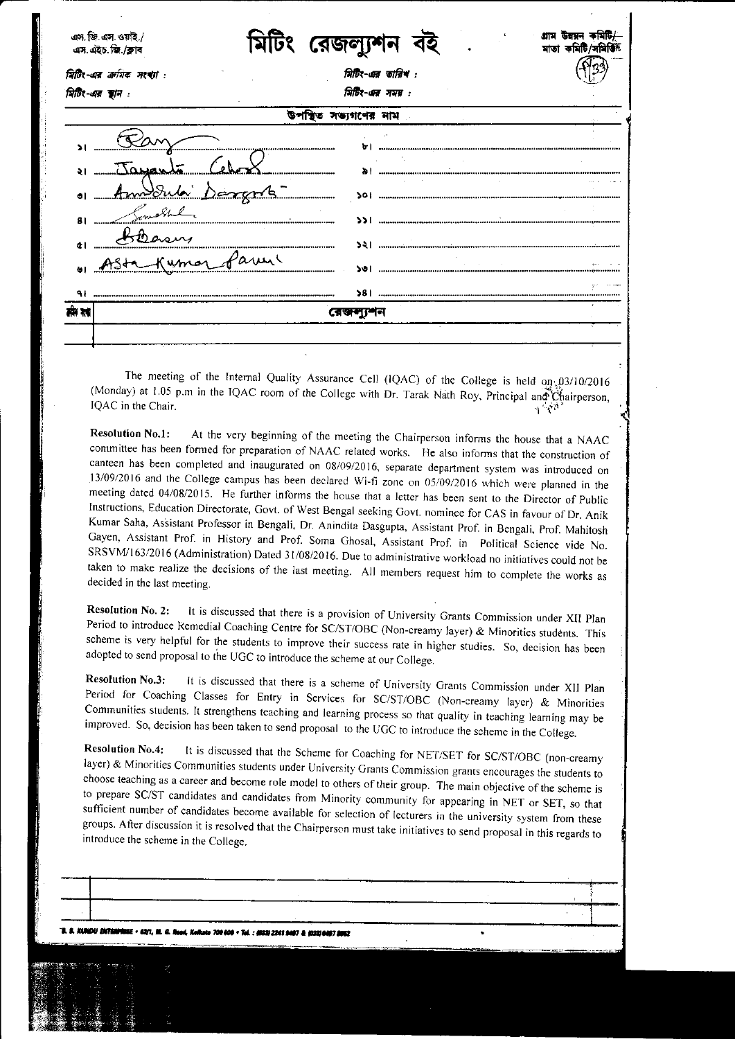এস.জি.এস.ওয়াই./
এস.এইচ.জি./ক্লাব

# মিটিং রেজল্যুশন বই

গ্রাম উন্নয়ন কমিটি/
মাতা কমিটি/সমিতি

(P33)

মিটিং-এর ক্রমিক সংখ্যা :

মিটিং-এর তারিখ :

মিটিং-এর স্থান :

মিটিং-এর সময় :

উপস্থিত সভ্যগণের নাম

| | |
|---|---|
| ১। Rany | ৮। |
| ২। Jayanta Ghosh | ৯। |
| ৩। Anindita Dasgupta | ১০। |
| ৪। Somaghal | ১১। |
| ৫। Biswas | ১২। |
| ৬। Asta Kumar Pawel | ১৩। |
| ৭। | ১৪। |

| ক্রমিক নং | রেজল্যুশন |
|---|---|
| | |

The meeting of the Internal Quality Assurance Cell (IQAC) of the College is held on 03/10/2016 (Monday) at 1.05 p.m in the IQAC room of the College with Dr. Tarak Nath Roy, Principal and Chairperson, IQAC in the Chair.

**Resolution No.1:** At the very beginning of the meeting the Chairperson informs the house that a NAAC committee has been formed for preparation of NAAC related works. He also informs that the construction of canteen has been completed and inaugurated on 08/09/2016, separate department system was introduced on 13/09/2016 and the College campus has been declared Wi-fi zone on 05/09/2016 which were planned in the meeting dated 04/08/2015. He further informs the house that a letter has been sent to the Director of Public Instructions, Education Directorate, Govt. of West Bengal seeking Govt. nominee for CAS in favour of Dr. Anik Kumar Saha, Assistant Professor in Bengali, Dr. Anindita Dasgupta, Assistant Prof. in Bengali, Prof. Mahitosh Gayen, Assistant Prof. in History and Prof. Soma Ghosal, Assistant Prof. in Political Science vide No. SRSVM/163/2016 (Administration) Dated 31/08/2016. Due to administrative workload no initiatives could not be taken to make realize the decisions of the last meeting. All members request him to complete the works as decided in the last meeting.

**Resolution No. 2:** It is discussed that there is a provision of University Grants Commission under XII Plan Period to introduce Remedial Coaching Centre for SC/ST/OBC (Non-creamy layer) & Minorities students. This scheme is very helpful for the students to improve their success rate in higher studies. So, decision has been adopted to send proposal to the UGC to introduce the scheme at our College.

**Resolution No.3:** It is discussed that there is a scheme of University Grants Commission under XII Plan Period for Coaching Classes for Entry in Services for SC/ST/OBC (Non-creamy layer) & Minorities Communities students. It strengthens teaching and learning process so that quality in teaching learning may be improved. So, decision has been taken to send proposal to the UGC to introduce the scheme in the College.

**Resolution No.4:** It is discussed that the Scheme for Coaching for NET/SET for SC/ST/OBC (non-creamy layer) & Minorities Communities students under University Grants Commission grants encourages the students to choose teaching as a career and become role model to others of their group. The main objective of the scheme is to prepare SC/ST candidates and candidates from Minority community for appearing in NET or SET, so that sufficient number of candidates become available for selection of lecturers in the university system from these groups. After discussion it is resolved that the Chairperson must take initiatives to send proposal in this regards to introduce the scheme in the College.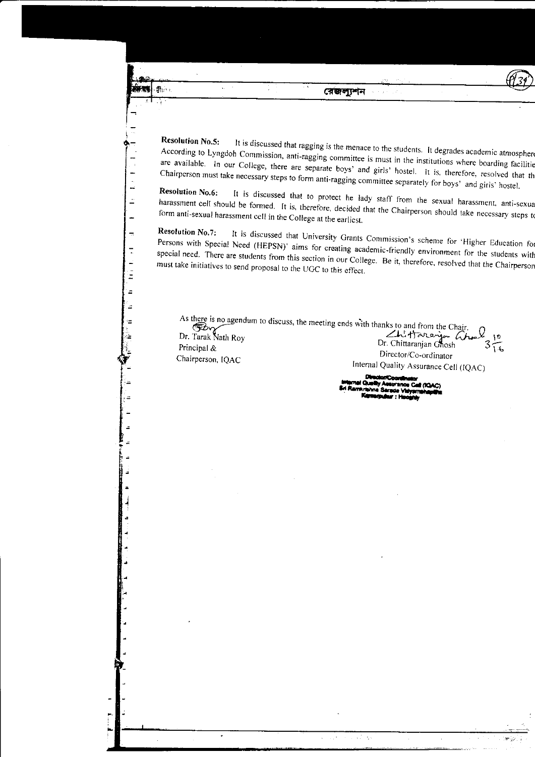**Resolution No.5:** It is discussed that ragging is the menace to the students. It degrades academic atmosphere. According to Lyngdoh Commission, anti-ragging committee is must in the institutions where boarding facilities are available. In our College, there are separate boys' and girls' hostel. It is, therefore, resolved that the Chairperson must take necessary steps to form anti-ragging committee separately for boys' and girls' hostel.

**Resolution No.6:** It is discussed that to protect he lady staff from the sexual harassment, anti-sexual harassment cell should be formed. It is, therefore, decided that the Chairperson should take necessary steps to form anti-sexual harassment cell in the College at the earliest.

**Resolution No.7:** It is discussed that University Grants Commission's scheme for 'Higher Education for Persons with Special Need (HEPSN)' aims for creating academic-friendly environment for the students with special need. There are students from this section in our College. Be it, therefore, resolved that the Chairperson must take initiatives to send proposal to the UGC to this effect.

As there is no agendum to discuss, the meeting ends with thanks to and from the Chair.

Dr. Tarak Nath Roy
Principal &
Chairperson, IQAC

Dr. Chittaranjan Ghosh
Director/Co-ordinator
Internal Quality Assurance Cell (IQAC)

3/10/16

Director/Coordinator
Internal Quality Assurance Cell (IQAC)
Sri Ramkrishna Sarada Vidyamahapitha
Kamarpukur : Hooghly